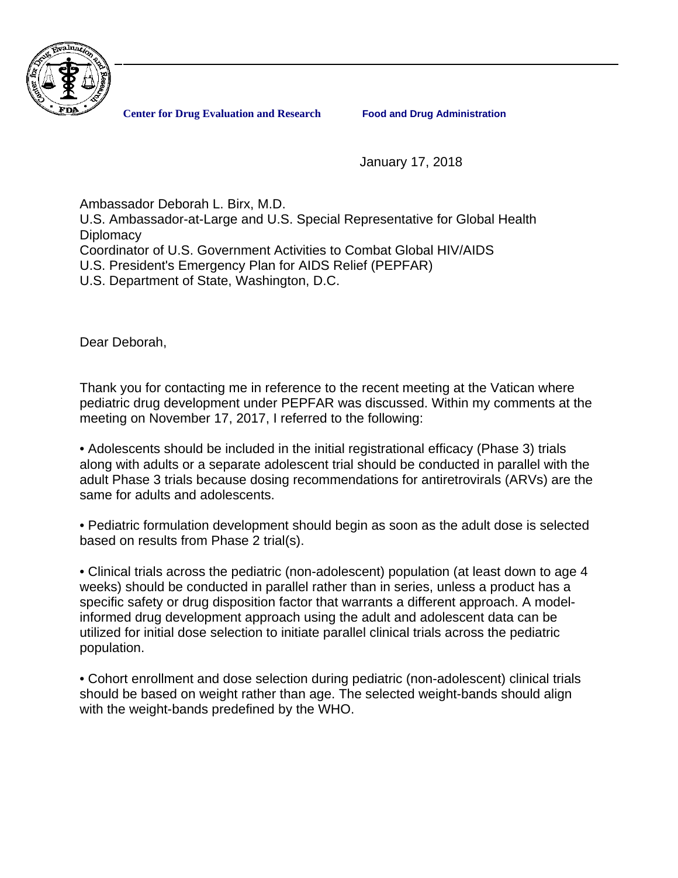**Center for Drug Evaluation and Research** **Food and Drug Administration**

January 17, 2018

Ambassador Deborah L. Birx, M.D.
U.S. Ambassador-at-Large and U.S. Special Representative for Global Health Diplomacy
Coordinator of U.S. Government Activities to Combat Global HIV/AIDS
U.S. President's Emergency Plan for AIDS Relief (PEPFAR)
U.S. Department of State, Washington, D.C.

Dear Deborah,

Thank you for contacting me in reference to the recent meeting at the Vatican where pediatric drug development under PEPFAR was discussed. Within my comments at the meeting on November 17, 2017, I referred to the following:

• Adolescents should be included in the initial registrational efficacy (Phase 3) trials along with adults or a separate adolescent trial should be conducted in parallel with the adult Phase 3 trials because dosing recommendations for antiretrovirals (ARVs) are the same for adults and adolescents.

• Pediatric formulation development should begin as soon as the adult dose is selected based on results from Phase 2 trial(s).

• Clinical trials across the pediatric (non-adolescent) population (at least down to age 4 weeks) should be conducted in parallel rather than in series, unless a product has a specific safety or drug disposition factor that warrants a different approach. A model-informed drug development approach using the adult and adolescent data can be utilized for initial dose selection to initiate parallel clinical trials across the pediatric population.

• Cohort enrollment and dose selection during pediatric (non-adolescent) clinical trials should be based on weight rather than age. The selected weight-bands should align with the weight-bands predefined by the WHO.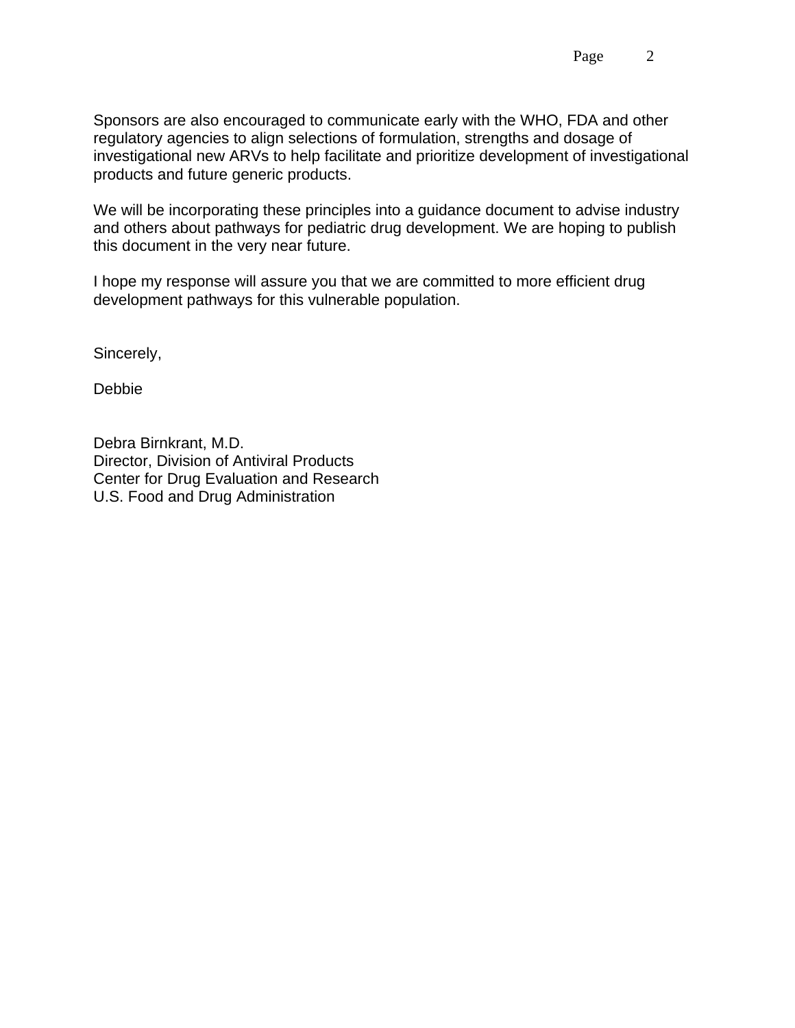Sponsors are also encouraged to communicate early with the WHO, FDA and other regulatory agencies to align selections of formulation, strengths and dosage of investigational new ARVs to help facilitate and prioritize development of investigational products and future generic products.

We will be incorporating these principles into a guidance document to advise industry and others about pathways for pediatric drug development. We are hoping to publish this document in the very near future.

I hope my response will assure you that we are committed to more efficient drug development pathways for this vulnerable population.

Sincerely,

Debbie

Debra Birnkrant, M.D.
Director, Division of Antiviral Products
Center for Drug Evaluation and Research
U.S. Food and Drug Administration